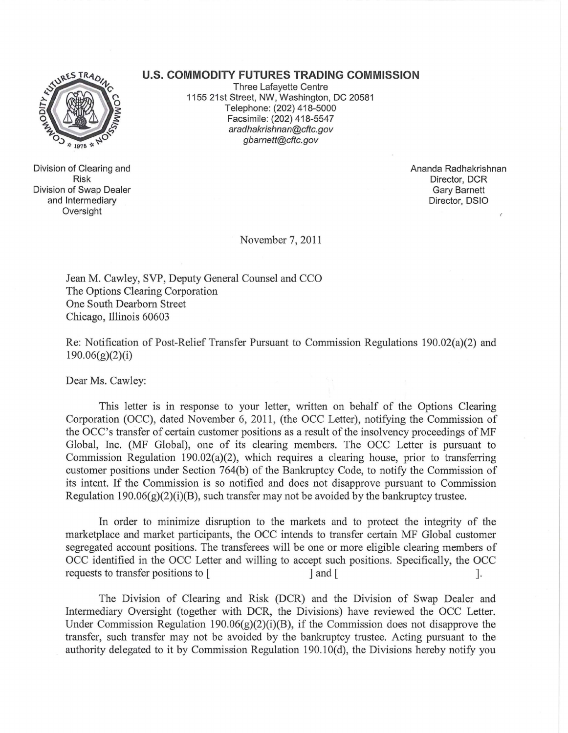**U.S. COMMODITY FUTURES TRADING COMMISSION**

Three Lafayette Centre
1155 21st Street, NW, Washington, DC 20581
Telephone: (202) 418-5000
Facsimile: (202) 418-5547
*aradhakrishnan@cftc.gov*
*gbarnett@cftc.gov*

Division of Clearing and Risk
Division of Swap Dealer and Intermediary Oversight

Ananda Radhakrishnan
Director, DCR
Gary Barnett
Director, DSIO

November 7, 2011

Jean M. Cawley, SVP, Deputy General Counsel and CCO
The Options Clearing Corporation
One South Dearborn Street
Chicago, Illinois 60603

Re: Notification of Post-Relief Transfer Pursuant to Commission Regulations 190.02(a)(2) and 190.06(g)(2)(i)

Dear Ms. Cawley:

This letter is in response to your letter, written on behalf of the Options Clearing Corporation (OCC), dated November 6, 2011, (the OCC Letter), notifying the Commission of the OCC's transfer of certain customer positions as a result of the insolvency proceedings of MF Global, Inc. (MF Global), one of its clearing members. The OCC Letter is pursuant to Commission Regulation 190.02(a)(2), which requires a clearing house, prior to transferring customer positions under Section 764(b) of the Bankruptcy Code, to notify the Commission of its intent. If the Commission is so notified and does not disapprove pursuant to Commission Regulation 190.06(g)(2)(i)(B), such transfer may not be avoided by the bankruptcy trustee.

In order to minimize disruption to the markets and to protect the integrity of the marketplace and market participants, the OCC intends to transfer certain MF Global customer segregated account positions. The transferees will be one or more eligible clearing members of OCC identified in the OCC Letter and willing to accept such positions. Specifically, the OCC requests to transfer positions to [ ] and [ ].

The Division of Clearing and Risk (DCR) and the Division of Swap Dealer and Intermediary Oversight (together with DCR, the Divisions) have reviewed the OCC Letter. Under Commission Regulation 190.06(g)(2)(i)(B), if the Commission does not disapprove the transfer, such transfer may not be avoided by the bankruptcy trustee. Acting pursuant to the authority delegated to it by Commission Regulation 190.10(d), the Divisions hereby notify you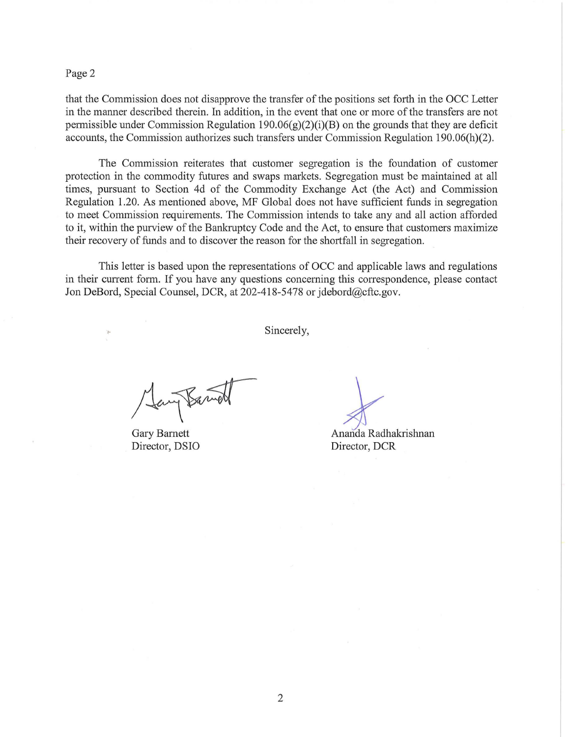that the Commission does not disapprove the transfer of the positions set forth in the OCC Letter in the manner described therein. In addition, in the event that one or more of the transfers are not permissible under Commission Regulation 190.06(g)(2)(i)(B) on the grounds that they are deficit accounts, the Commission authorizes such transfers under Commission Regulation 190.06(h)(2).

The Commission reiterates that customer segregation is the foundation of customer protection in the commodity futures and swaps markets. Segregation must be maintained at all times, pursuant to Section 4d of the Commodity Exchange Act (the Act) and Commission Regulation 1.20. As mentioned above, MF Global does not have sufficient funds in segregation to meet Commission requirements. The Commission intends to take any and all action afforded to it, within the purview of the Bankruptcy Code and the Act, to ensure that customers maximize their recovery of funds and to discover the reason for the shortfall in segregation.

This letter is based upon the representations of OCC and applicable laws and regulations in their current form. If you have any questions concerning this correspondence, please contact Jon DeBord, Special Counsel, DCR, at 202-418-5478 or jdebord@cftc.gov.

Sincerely,

Gary Barnett
Director, DSIO

Ananda Radhakrishnan
Director, DCR